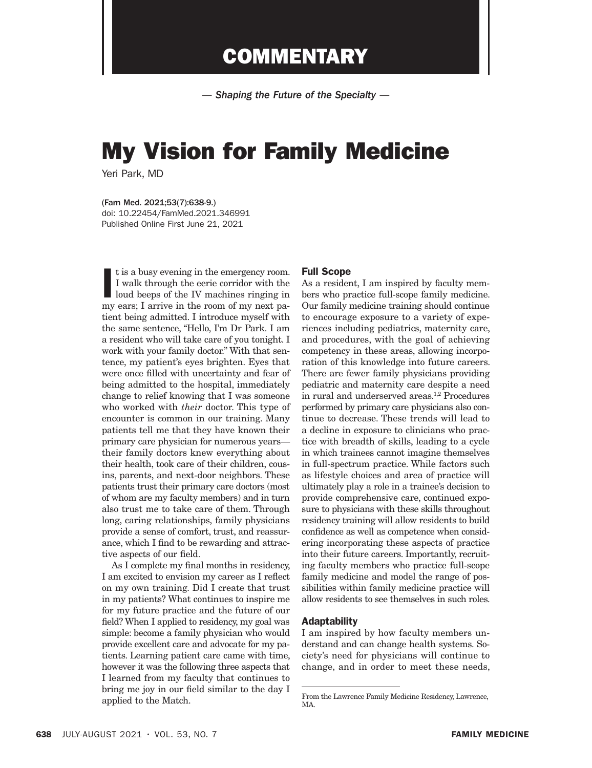# COMMENTARY

*— Shaping the Future of the Specialty —*

# My Vision for Family Medicine

Yeri Park, MD

(Fam Med. 2021;53(7):638-9.)
doi: 10.22454/FamMed.2021.346991
Published Online First June 21, 2021

It is a busy evening in the emergency room. I walk through the eerie corridor with the loud beeps of the IV machines ringing in my ears; I arrive in the room of my next patient being admitted. I introduce myself with the same sentence, "Hello, I'm Dr Park. I am a resident who will take care of you tonight. I work with your family doctor." With that sentence, my patient's eyes brighten. Eyes that were once filled with uncertainty and fear of being admitted to the hospital, immediately change to relief knowing that I was someone who worked with *their* doctor. This type of encounter is common in our training. Many patients tell me that they have known their primary care physician for numerous years—their family doctors knew everything about their health, took care of their children, cousins, parents, and next-door neighbors. These patients trust their primary care doctors (most of whom are my faculty members) and in turn also trust me to take care of them. Through long, caring relationships, family physicians provide a sense of comfort, trust, and reassurance, which I find to be rewarding and attractive aspects of our field.

As I complete my final months in residency, I am excited to envision my career as I reflect on my own training. Did I create that trust in my patients? What continues to inspire me for my future practice and the future of our field? When I applied to residency, my goal was simple: become a family physician who would provide excellent care and advocate for my patients. Learning patient care came with time, however it was the following three aspects that I learned from my faculty that continues to bring me joy in our field similar to the day I applied to the Match.

## Full Scope

As a resident, I am inspired by faculty members who practice full-scope family medicine. Our family medicine training should continue to encourage exposure to a variety of experiences including pediatrics, maternity care, and procedures, with the goal of achieving competency in these areas, allowing incorporation of this knowledge into future careers. There are fewer family physicians providing pediatric and maternity care despite a need in rural and underserved areas.[1,2] Procedures performed by primary care physicians also continue to decrease. These trends will lead to a decline in exposure to clinicians who practice with breadth of skills, leading to a cycle in which trainees cannot imagine themselves in full-spectrum practice. While factors such as lifestyle choices and area of practice will ultimately play a role in a trainee's decision to provide comprehensive care, continued exposure to physicians with these skills throughout residency training will allow residents to build confidence as well as competence when considering incorporating these aspects of practice into their future careers. Importantly, recruiting faculty members who practice full-scope family medicine and model the range of possibilities within family medicine practice will allow residents to see themselves in such roles.

## Adaptability

I am inspired by how faculty members understand and can change health systems. Society's need for physicians will continue to change, and in order to meet these needs,

---

From the Lawrence Family Medicine Residency, Lawrence, MA.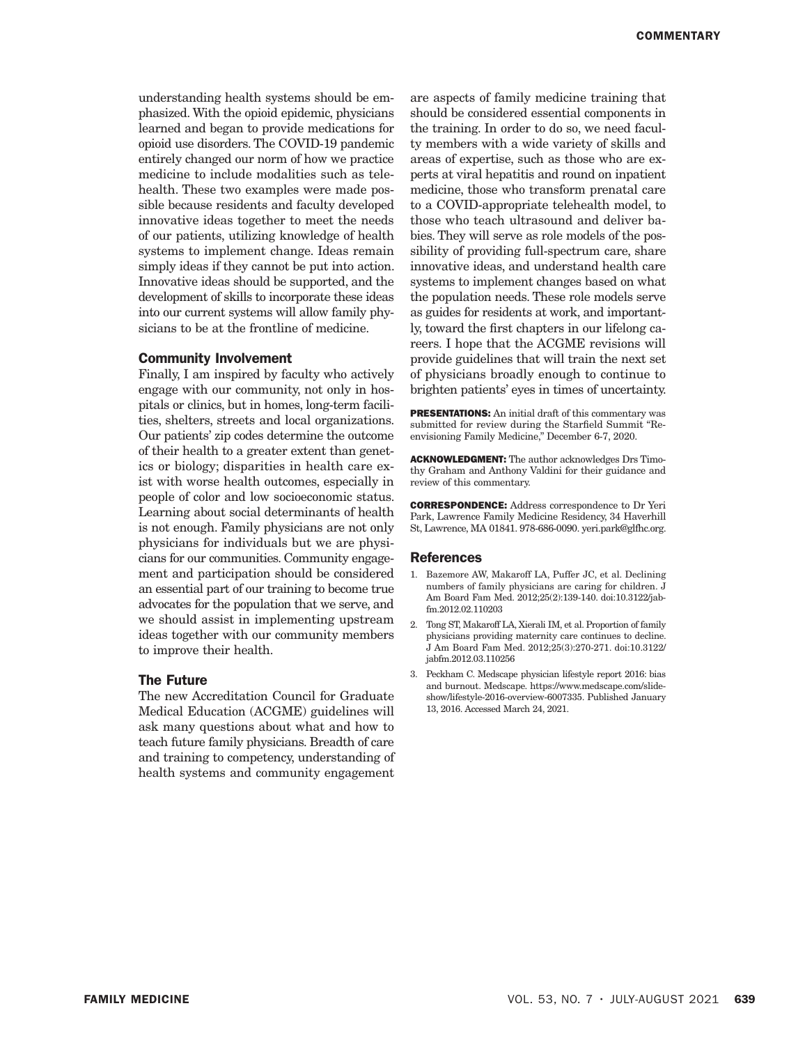understanding health systems should be emphasized. With the opioid epidemic, physicians learned and began to provide medications for opioid use disorders. The COVID-19 pandemic entirely changed our norm of how we practice medicine to include modalities such as telehealth. These two examples were made possible because residents and faculty developed innovative ideas together to meet the needs of our patients, utilizing knowledge of health systems to implement change. Ideas remain simply ideas if they cannot be put into action. Innovative ideas should be supported, and the development of skills to incorporate these ideas into our current systems will allow family physicians to be at the frontline of medicine.

### Community Involvement

Finally, I am inspired by faculty who actively engage with our community, not only in hospitals or clinics, but in homes, long-term facilities, shelters, streets and local organizations. Our patients' zip codes determine the outcome of their health to a greater extent than genetics or biology; disparities in health care exist with worse health outcomes, especially in people of color and low socioeconomic status. Learning about social determinants of health is not enough. Family physicians are not only physicians for individuals but we are physicians for our communities. Community engagement and participation should be considered an essential part of our training to become true advocates for the population that we serve, and we should assist in implementing upstream ideas together with our community members to improve their health.

### The Future

The new Accreditation Council for Graduate Medical Education (ACGME) guidelines will ask many questions about what and how to teach future family physicians. Breadth of care and training to competency, understanding of health systems and community engagement are aspects of family medicine training that should be considered essential components in the training. In order to do so, we need faculty members with a wide variety of skills and areas of expertise, such as those who are experts at viral hepatitis and round on inpatient medicine, those who transform prenatal care to a COVID-appropriate telehealth model, to those who teach ultrasound and deliver babies. They will serve as role models of the possibility of providing full-spectrum care, share innovative ideas, and understand health care systems to implement changes based on what the population needs. These role models serve as guides for residents at work, and importantly, toward the first chapters in our lifelong careers. I hope that the ACGME revisions will provide guidelines that will train the next set of physicians broadly enough to continue to brighten patients' eyes in times of uncertainty.

**PRESENTATIONS:** An initial draft of this commentary was submitted for review during the Starfield Summit "Reenvisioning Family Medicine," December 6-7, 2020.

**ACKNOWLEDGMENT:** The author acknowledges Drs Timothy Graham and Anthony Valdini for their guidance and review of this commentary.

**CORRESPONDENCE:** Address correspondence to Dr Yeri Park, Lawrence Family Medicine Residency, 34 Haverhill St, Lawrence, MA 01841. 978-686-0090. yeri.park@glfhc.org.

### References

1. Bazemore AW, Makaroff LA, Puffer JC, et al. Declining numbers of family physicians are caring for children. J Am Board Fam Med. 2012;25(2):139-140. doi:10.3122/jabfm.2012.02.110203
2. Tong ST, Makaroff LA, Xierali IM, et al. Proportion of family physicians providing maternity care continues to decline. J Am Board Fam Med. 2012;25(3):270-271. doi:10.3122/jabfm.2012.03.110256
3. Peckham C. Medscape physician lifestyle report 2016: bias and burnout. Medscape. https://www.medscape.com/slideshow/lifestyle-2016-overview-6007335. Published January 13, 2016. Accessed March 24, 2021.